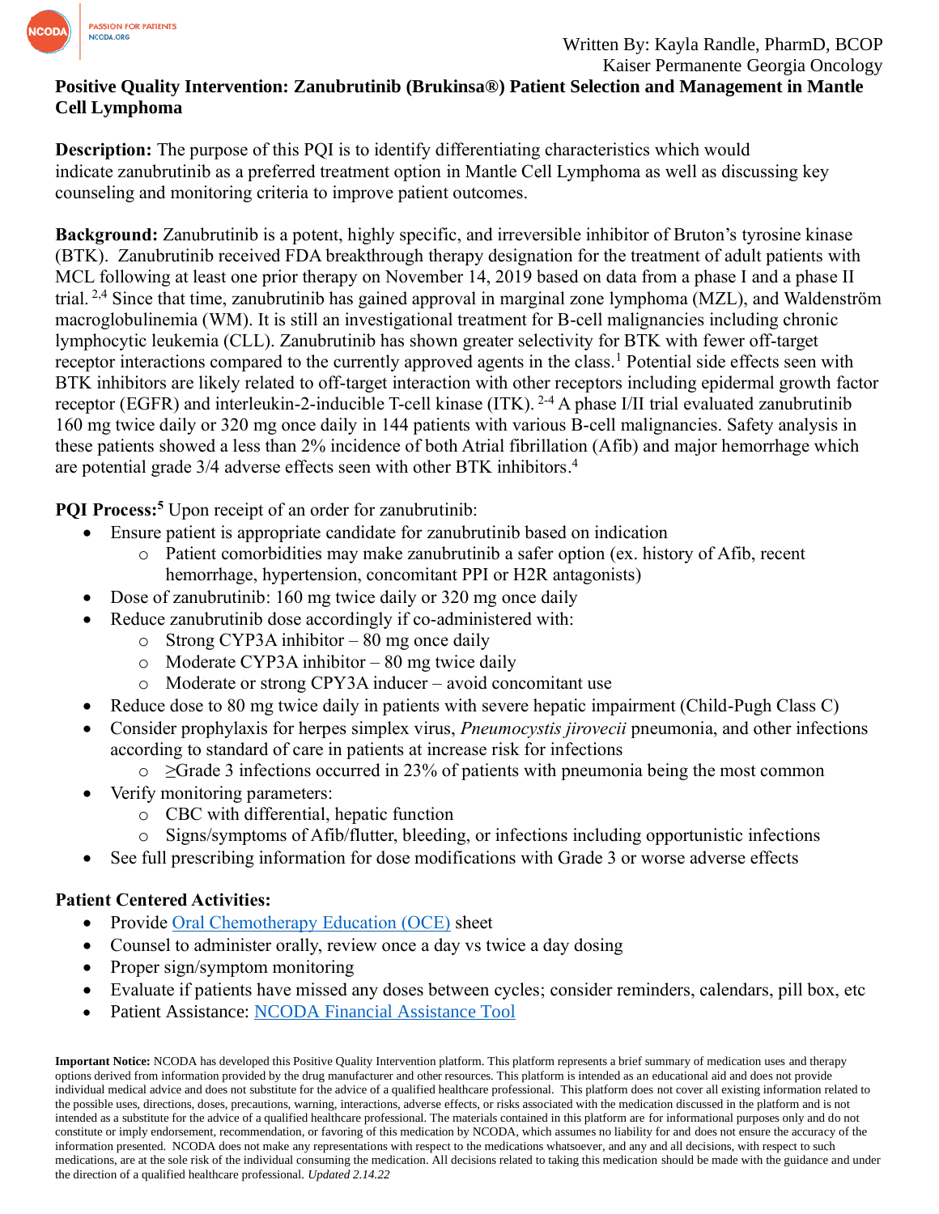Written By: Kayla Randle, PharmD, BCOP
Kaiser Permanente Georgia Oncology

# Positive Quality Intervention: Zanubrutinib (Brukinsa®) Patient Selection and Management in Mantle Cell Lymphoma

**Description:** The purpose of this PQI is to identify differentiating characteristics which would indicate zanubrutinib as a preferred treatment option in Mantle Cell Lymphoma as well as discussing key counseling and monitoring criteria to improve patient outcomes.

**Background:** Zanubrutinib is a potent, highly specific, and irreversible inhibitor of Bruton's tyrosine kinase (BTK). Zanubrutinib received FDA breakthrough therapy designation for the treatment of adult patients with MCL following at least one prior therapy on November 14, 2019 based on data from a phase I and a phase II trial.[2,4] Since that time, zanubrutinib has gained approval in marginal zone lymphoma (MZL), and Waldenström macroglobulinemia (WM). It is still an investigational treatment for B-cell malignancies including chronic lymphocytic leukemia (CLL). Zanubrutinib has shown greater selectivity for BTK with fewer off-target receptor interactions compared to the currently approved agents in the class.[1] Potential side effects seen with BTK inhibitors are likely related to off-target interaction with other receptors including epidermal growth factor receptor (EGFR) and interleukin-2-inducible T-cell kinase (ITK).[2-4] A phase I/II trial evaluated zanubrutinib 160 mg twice daily or 320 mg once daily in 144 patients with various B-cell malignancies. Safety analysis in these patients showed a less than 2% incidence of both Atrial fibrillation (Afib) and major hemorrhage which are potential grade 3/4 adverse effects seen with other BTK inhibitors.[4]

**PQI Process:**[5] Upon receipt of an order for zanubrutinib:

- Ensure patient is appropriate candidate for zanubrutinib based on indication
  - Patient comorbidities may make zanubrutinib a safer option (ex. history of Afib, recent hemorrhage, hypertension, concomitant PPI or H2R antagonists)
- Dose of zanubrutinib: 160 mg twice daily or 320 mg once daily
- Reduce zanubrutinib dose accordingly if co-administered with:
  - Strong CYP3A inhibitor – 80 mg once daily
  - Moderate CYP3A inhibitor – 80 mg twice daily
  - Moderate or strong CPY3A inducer – avoid concomitant use
- Reduce dose to 80 mg twice daily in patients with severe hepatic impairment (Child-Pugh Class C)
- Consider prophylaxis for herpes simplex virus, *Pneumocystis jirovecii* pneumonia, and other infections according to standard of care in patients at increase risk for infections
  - ≥Grade 3 infections occurred in 23% of patients with pneumonia being the most common
- Verify monitoring parameters:
  - CBC with differential, hepatic function
  - Signs/symptoms of Afib/flutter, bleeding, or infections including opportunistic infections
- See full prescribing information for dose modifications with Grade 3 or worse adverse effects

**Patient Centered Activities:**

- Provide [Oral Chemotherapy Education (OCE)]() sheet
- Counsel to administer orally, review once a day vs twice a day dosing
- Proper sign/symptom monitoring
- Evaluate if patients have missed any doses between cycles; consider reminders, calendars, pill box, etc
- Patient Assistance: [NCODA Financial Assistance Tool]()

**Important Notice:** NCODA has developed this Positive Quality Intervention platform. This platform represents a brief summary of medication uses and therapy options derived from information provided by the drug manufacturer and other resources. This platform is intended as an educational aid and does not provide individual medical advice and does not substitute for the advice of a qualified healthcare professional. This platform does not cover all existing information related to the possible uses, directions, doses, precautions, warning, interactions, adverse effects, or risks associated with the medication discussed in the platform and is not intended as a substitute for the advice of a qualified healthcare professional. The materials contained in this platform are for informational purposes only and do not constitute or imply endorsement, recommendation, or favoring of this medication by NCODA, which assumes no liability for and does not ensure the accuracy of the information presented. NCODA does not make any representations with respect to the medications whatsoever, and any and all decisions, with respect to such medications, are at the sole risk of the individual consuming the medication. All decisions related to taking this medication should be made with the guidance and under the direction of a qualified healthcare professional. *Updated 2.14.22*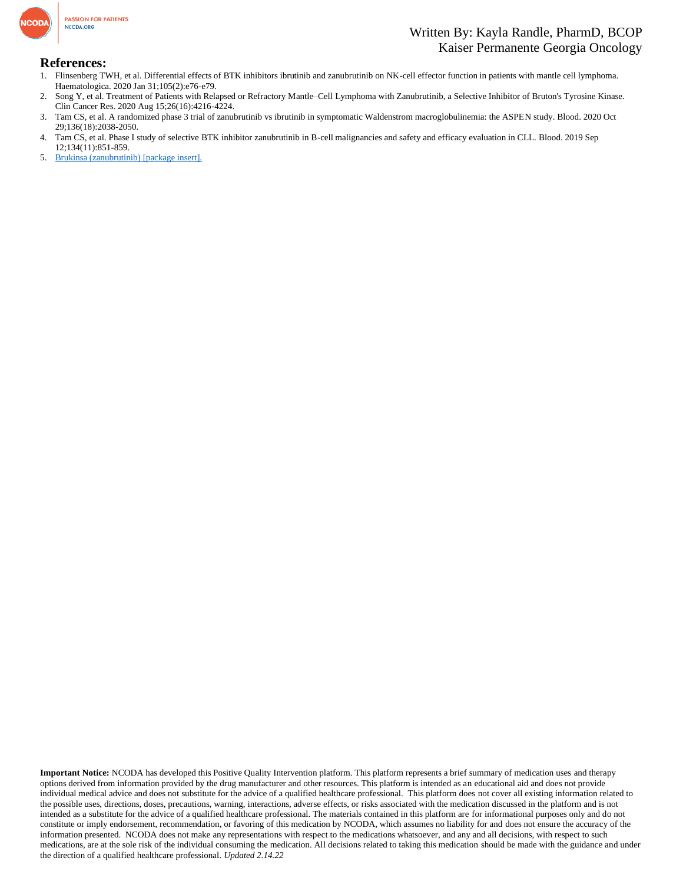Written By: Kayla Randle, PharmD, BCOP
Kaiser Permanente Georgia Oncology

## References:

1. Flinsenberg TWH, et al. Differential effects of BTK inhibitors ibrutinib and zanubrutinib on NK-cell effector function in patients with mantle cell lymphoma. Haematologica. 2020 Jan 31;105(2):e76-e79.
2. Song Y, et al. Treatment of Patients with Relapsed or Refractory Mantle–Cell Lymphoma with Zanubrutinib, a Selective Inhibitor of Bruton's Tyrosine Kinase. Clin Cancer Res. 2020 Aug 15;26(16):4216-4224.
3. Tam CS, et al. A randomized phase 3 trial of zanubrutinib vs ibrutinib in symptomatic Waldenstrom macroglobulinemia: the ASPEN study. Blood. 2020 Oct 29;136(18):2038-2050.
4. Tam CS, et al. Phase I study of selective BTK inhibitor zanubrutinib in B-cell malignancies and safety and efficacy evaluation in CLL. Blood. 2019 Sep 12;134(11):851-859.
5. Brukinsa (zanubrutinib) [package insert].

**Important Notice:** NCODA has developed this Positive Quality Intervention platform. This platform represents a brief summary of medication uses and therapy options derived from information provided by the drug manufacturer and other resources. This platform is intended as an educational aid and does not provide individual medical advice and does not substitute for the advice of a qualified healthcare professional. This platform does not cover all existing information related to the possible uses, directions, doses, precautions, warning, interactions, adverse effects, or risks associated with the medication discussed in the platform and is not intended as a substitute for the advice of a qualified healthcare professional. The materials contained in this platform are for informational purposes only and do not constitute or imply endorsement, recommendation, or favoring of this medication by NCODA, which assumes no liability for and does not ensure the accuracy of the information presented. NCODA does not make any representations with respect to the medications whatsoever, and any and all decisions, with respect to such medications, are at the sole risk of the individual consuming the medication. All decisions related to taking this medication should be made with the guidance and under the direction of a qualified healthcare professional. *Updated 2.14.22*